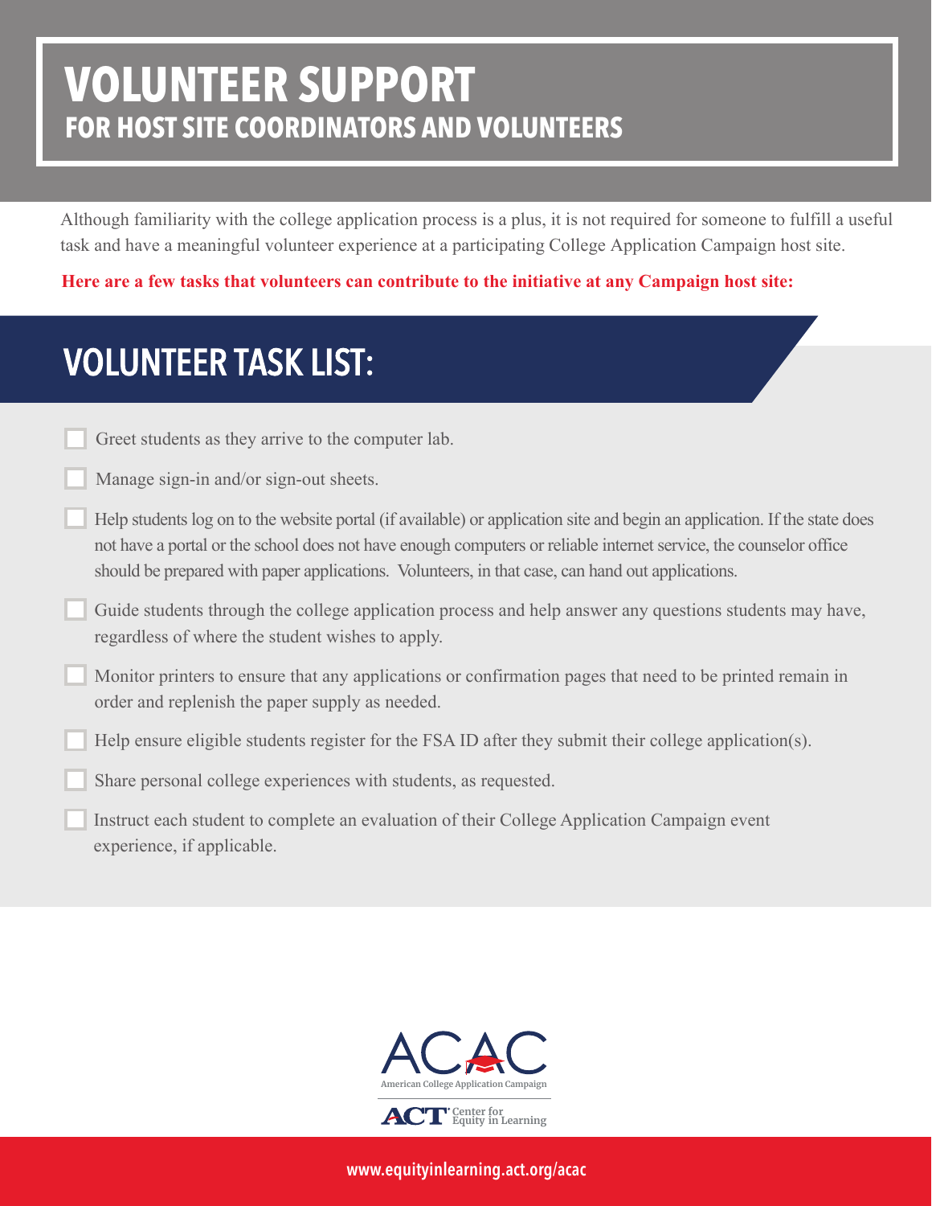# VOLUNTEER SUPPORT
## FOR HOST SITE COORDINATORS AND VOLUNTEERS

Although familiarity with the college application process is a plus, it is not required for someone to fulfill a useful task and have a meaningful volunteer experience at a participating College Application Campaign host site.

**Here are a few tasks that volunteers can contribute to the initiative at any Campaign host site:**

## VOLUNTEER TASK LIST:

- [ ] Greet students as they arrive to the computer lab.
- [ ] Manage sign-in and/or sign-out sheets.
- [ ] Help students log on to the website portal (if available) or application site and begin an application. If the state does not have a portal or the school does not have enough computers or reliable internet service, the counselor office should be prepared with paper applications. Volunteers, in that case, can hand out applications.
- [ ] Guide students through the college application process and help answer any questions students may have, regardless of where the student wishes to apply.
- [ ] Monitor printers to ensure that any applications or confirmation pages that need to be printed remain in order and replenish the paper supply as needed.
- [ ] Help ensure eligible students register for the FSA ID after they submit their college application(s).
- [ ] Share personal college experiences with students, as requested.
- [ ] Instruct each student to complete an evaluation of their College Application Campaign event experience, if applicable.

ACAC
American College Application Campaign

ACT Center for Equity in Learning

www.equityinlearning.act.org/acac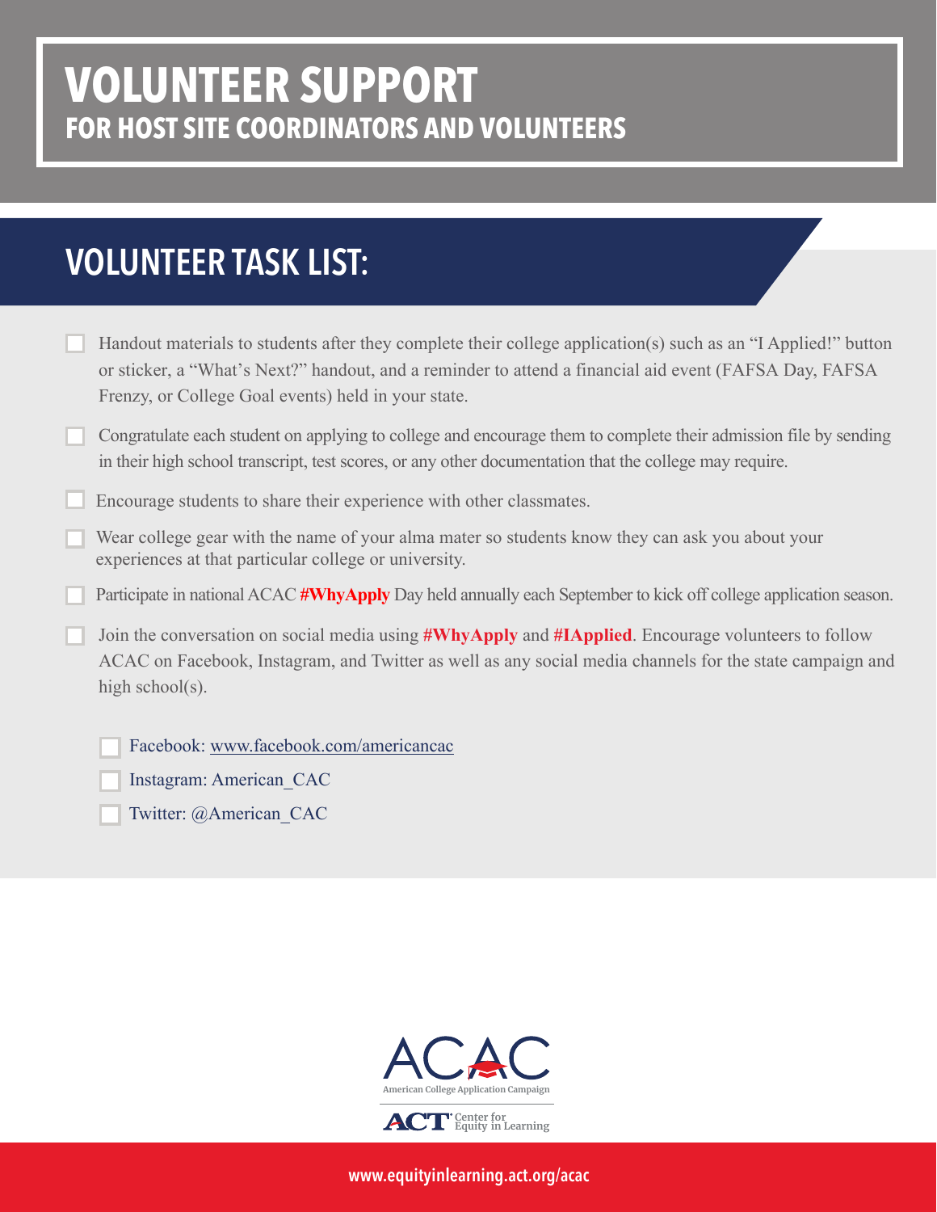# VOLUNTEER SUPPORT

## FOR HOST SITE COORDINATORS AND VOLUNTEERS

## VOLUNTEER TASK LIST:

- [ ] Handout materials to students after they complete their college application(s) such as an "I Applied!" button or sticker, a "What's Next?" handout, and a reminder to attend a financial aid event (FAFSA Day, FAFSA Frenzy, or College Goal events) held in your state.
- [ ] Congratulate each student on applying to college and encourage them to complete their admission file by sending in their high school transcript, test scores, or any other documentation that the college may require.
- [ ] Encourage students to share their experience with other classmates.
- [ ] Wear college gear with the name of your alma mater so students know they can ask you about your experiences at that particular college or university.
- [ ] Participate in national ACAC **#WhyApply** Day held annually each September to kick off college application season.
- [ ] Join the conversation on social media using **#WhyApply** and **#IApplied**. Encourage volunteers to follow ACAC on Facebook, Instagram, and Twitter as well as any social media channels for the state campaign and high school(s).
  - [ ] Facebook: www.facebook.com/americancac
  - [ ] Instagram: American_CAC
  - [ ] Twitter: @American_CAC

ACAC
American College Application Campaign

ACT Center for Equity in Learning

www.equityinlearning.act.org/acac